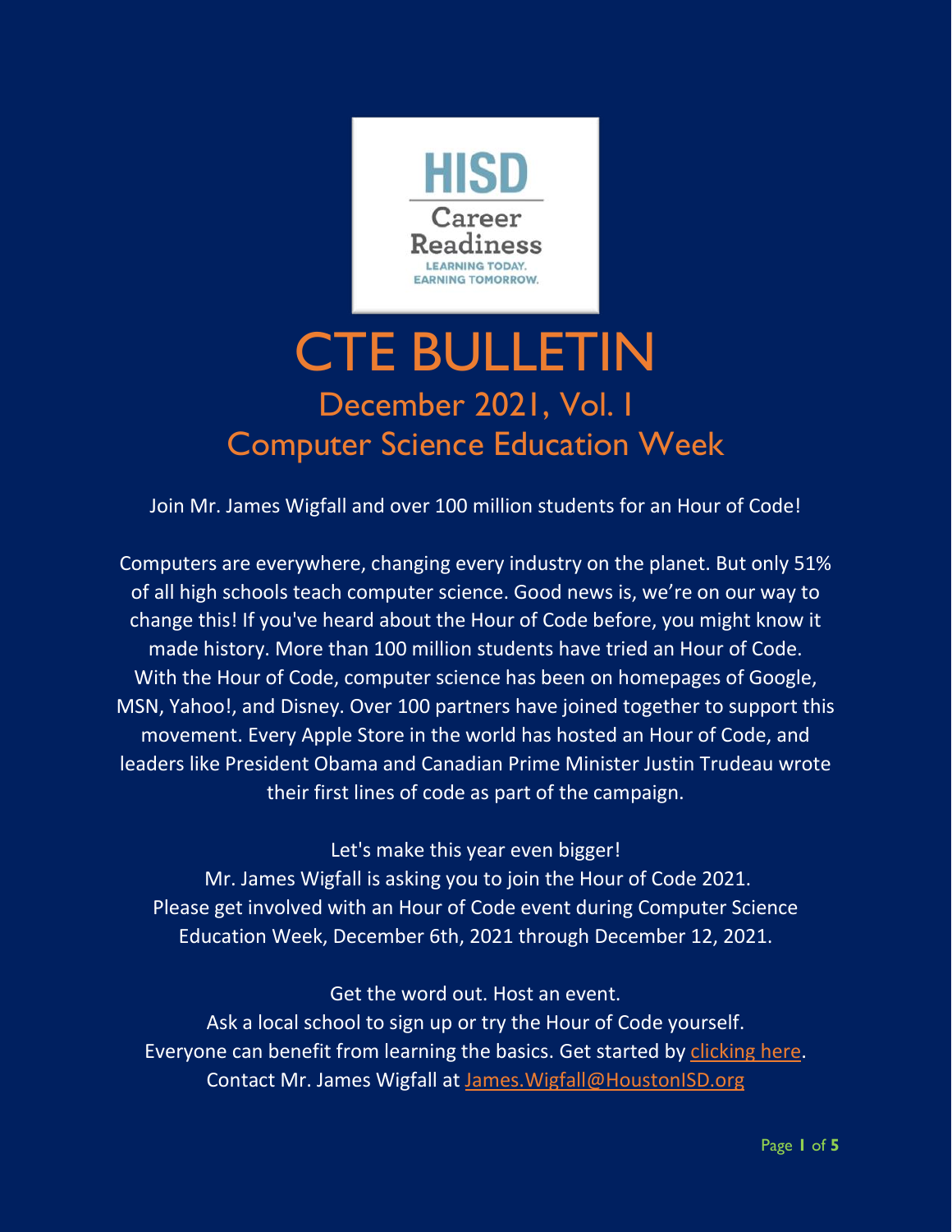HISD
Career Readiness
LEARNING TODAY. EARNING TOMORROW.

# CTE BULLETIN

## December 2021, Vol. 1
## Computer Science Education Week

Join Mr. James Wigfall and over 100 million students for an Hour of Code!

Computers are everywhere, changing every industry on the planet. But only 51% of all high schools teach computer science. Good news is, we're on our way to change this! If you've heard about the Hour of Code before, you might know it made history. More than 100 million students have tried an Hour of Code. With the Hour of Code, computer science has been on homepages of Google, MSN, Yahoo!, and Disney. Over 100 partners have joined together to support this movement. Every Apple Store in the world has hosted an Hour of Code, and leaders like President Obama and Canadian Prime Minister Justin Trudeau wrote their first lines of code as part of the campaign.

Let's make this year even bigger!
Mr. James Wigfall is asking you to join the Hour of Code 2021.
Please get involved with an Hour of Code event during Computer Science Education Week, December 6th, 2021 through December 12, 2021.

Get the word out. Host an event.
Ask a local school to sign up or try the Hour of Code yourself.
Everyone can benefit from learning the basics. Get started by clicking here.
Contact Mr. James Wigfall at James.Wigfall@HoustonISD.org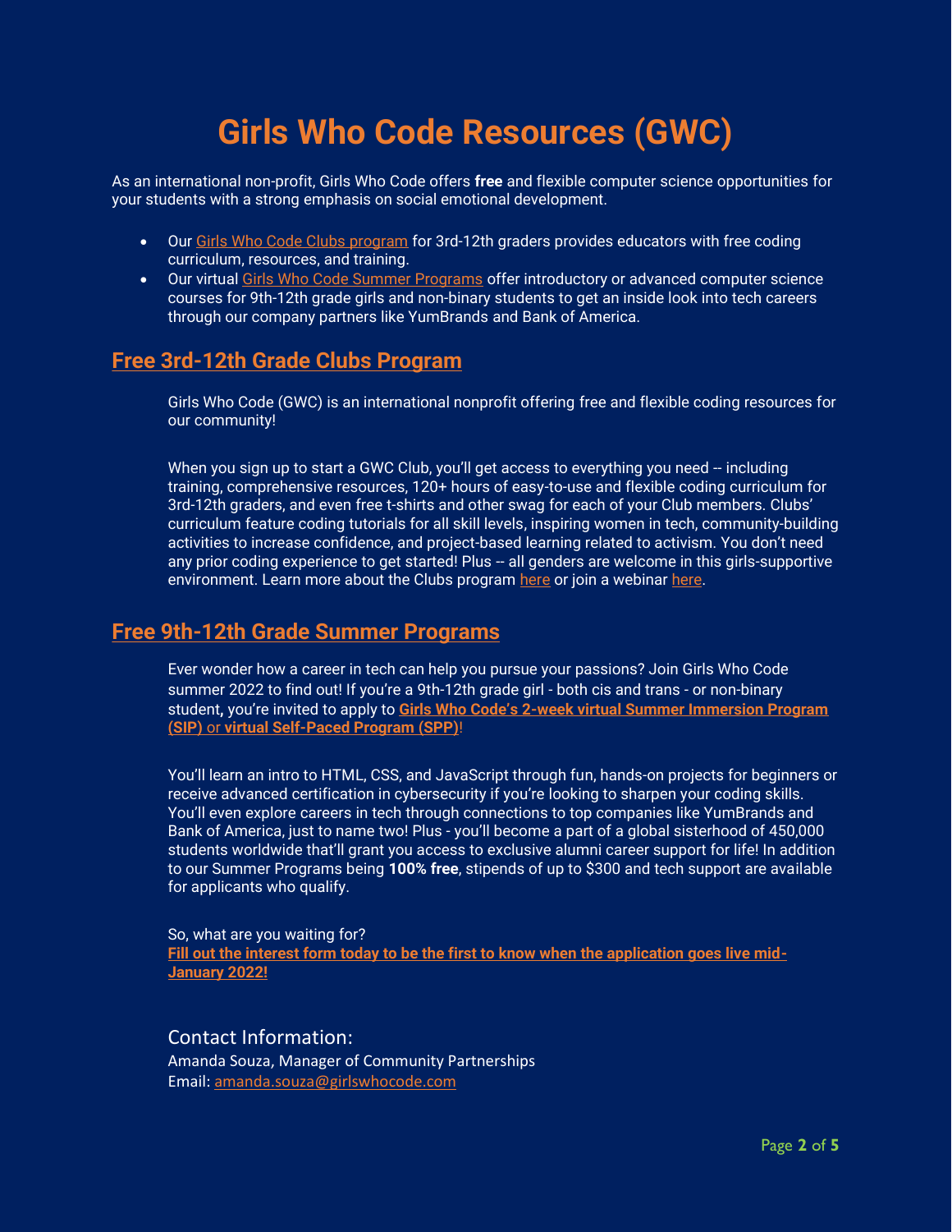# Girls Who Code Resources (GWC)

As an international non-profit, Girls Who Code offers **free** and flexible computer science opportunities for your students with a strong emphasis on social emotional development.

- Our Girls Who Code Clubs program for 3rd-12th graders provides educators with free coding curriculum, resources, and training.
- Our virtual Girls Who Code Summer Programs offer introductory or advanced computer science courses for 9th-12th grade girls and non-binary students to get an inside look into tech careers through our company partners like YumBrands and Bank of America.

## Free 3rd-12th Grade Clubs Program

Girls Who Code (GWC) is an international nonprofit offering free and flexible coding resources for our community!

When you sign up to start a GWC Club, you'll get access to everything you need -- including training, comprehensive resources, 120+ hours of easy-to-use and flexible coding curriculum for 3rd-12th graders, and even free t-shirts and other swag for each of your Club members. Clubs' curriculum feature coding tutorials for all skill levels, inspiring women in tech, community-building activities to increase confidence, and project-based learning related to activism. You don't need any prior coding experience to get started! Plus -- all genders are welcome in this girls-supportive environment. Learn more about the Clubs program here or join a webinar here.

## Free 9th-12th Grade Summer Programs

Ever wonder how a career in tech can help you pursue your passions? Join Girls Who Code summer 2022 to find out! If you're a 9th-12th grade girl - both cis and trans - or non-binary student, you're invited to apply to **Girls Who Code's 2-week virtual Summer Immersion Program (SIP) or virtual Self-Paced Program (SPP)**!

You'll learn an intro to HTML, CSS, and JavaScript through fun, hands-on projects for beginners or receive advanced certification in cybersecurity if you're looking to sharpen your coding skills. You'll even explore careers in tech through connections to top companies like YumBrands and Bank of America, just to name two! Plus - you'll become a part of a global sisterhood of 450,000 students worldwide that'll grant you access to exclusive alumni career support for life! In addition to our Summer Programs being **100% free**, stipends of up to $300 and tech support are available for applicants who qualify.

So, what are you waiting for?
**Fill out the interest form today to be the first to know when the application goes live mid-January 2022!**

### Contact Information:

Amanda Souza, Manager of Community Partnerships
Email: amanda.souza@girlswhocode.com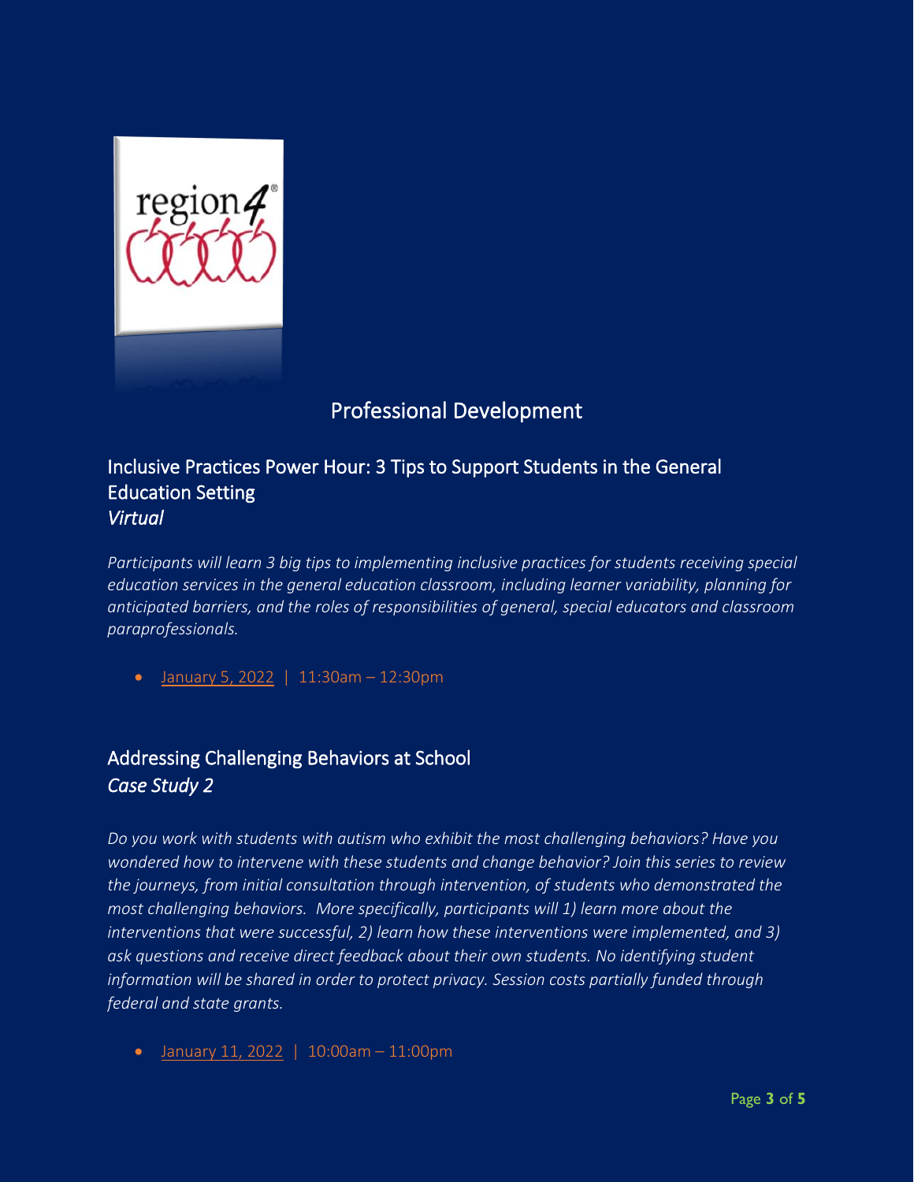## Professional Development

### Inclusive Practices Power Hour: 3 Tips to Support Students in the General Education Setting
*Virtual*

*Participants will learn 3 big tips to implementing inclusive practices for students receiving special education services in the general education classroom, including learner variability, planning for anticipated barriers, and the roles of responsibilities of general, special educators and classroom paraprofessionals.*

- January 5, 2022 | 11:30am – 12:30pm

### Addressing Challenging Behaviors at School
*Case Study 2*

*Do you work with students with autism who exhibit the most challenging behaviors? Have you wondered how to intervene with these students and change behavior? Join this series to review the journeys, from initial consultation through intervention, of students who demonstrated the most challenging behaviors. More specifically, participants will 1) learn more about the interventions that were successful, 2) learn how these interventions were implemented, and 3) ask questions and receive direct feedback about their own students. No identifying student information will be shared in order to protect privacy. Session costs partially funded through federal and state grants.*

- January 11, 2022 | 10:00am – 11:00pm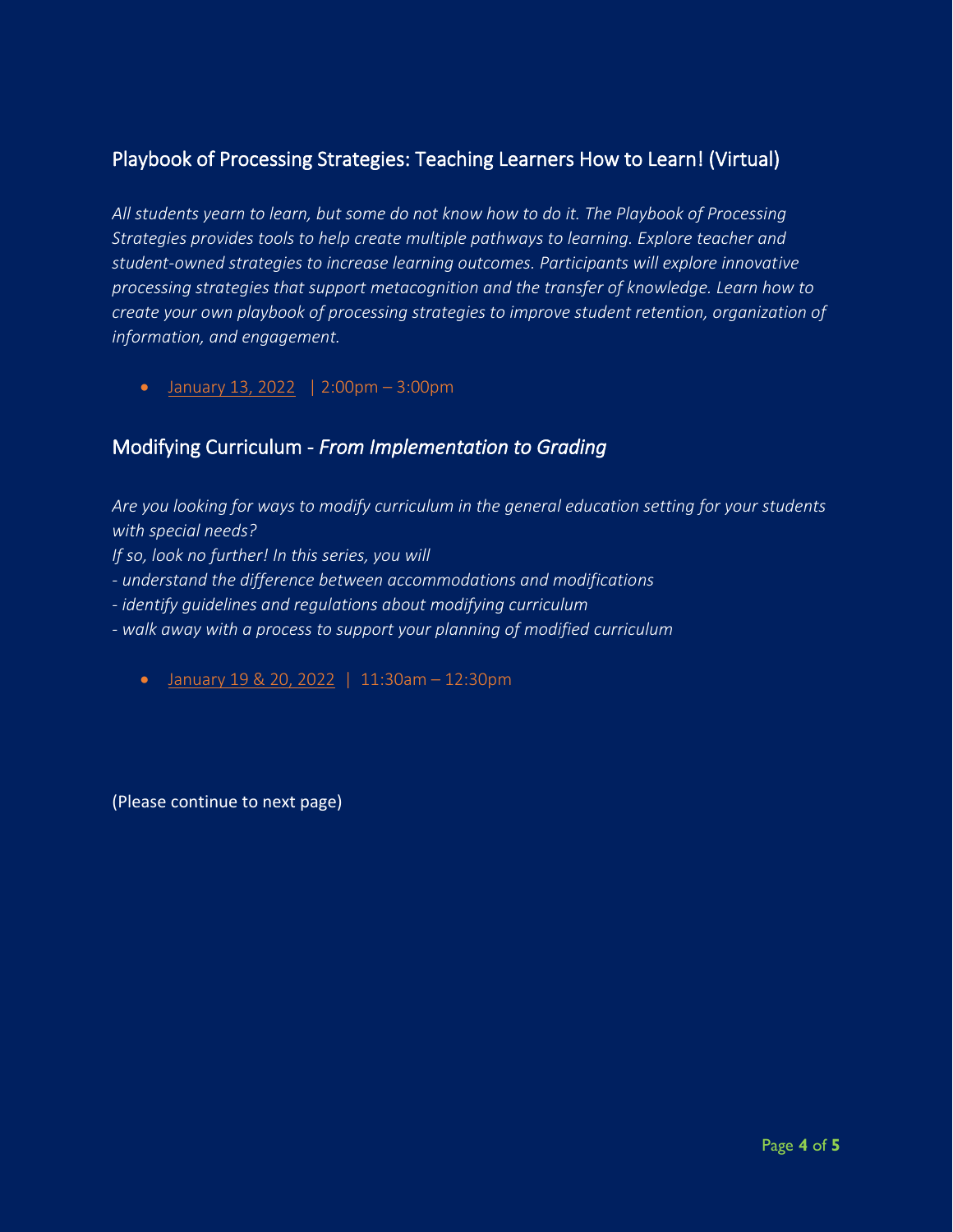## Playbook of Processing Strategies: Teaching Learners How to Learn! (Virtual)

*All students yearn to learn, but some do not know how to do it. The Playbook of Processing Strategies provides tools to help create multiple pathways to learning. Explore teacher and student-owned strategies to increase learning outcomes. Participants will explore innovative processing strategies that support metacognition and the transfer of knowledge. Learn how to create your own playbook of processing strategies to improve student retention, organization of information, and engagement.*

- January 13, 2022 | 2:00pm – 3:00pm

## Modifying Curriculum - *From Implementation to Grading*

*Are you looking for ways to modify curriculum in the general education setting for your students with special needs?*
*If so, look no further! In this series, you will*
*- understand the difference between accommodations and modifications*
*- identify guidelines and regulations about modifying curriculum*
*- walk away with a process to support your planning of modified curriculum*

- January 19 & 20, 2022 | 11:30am – 12:30pm

(Please continue to next page)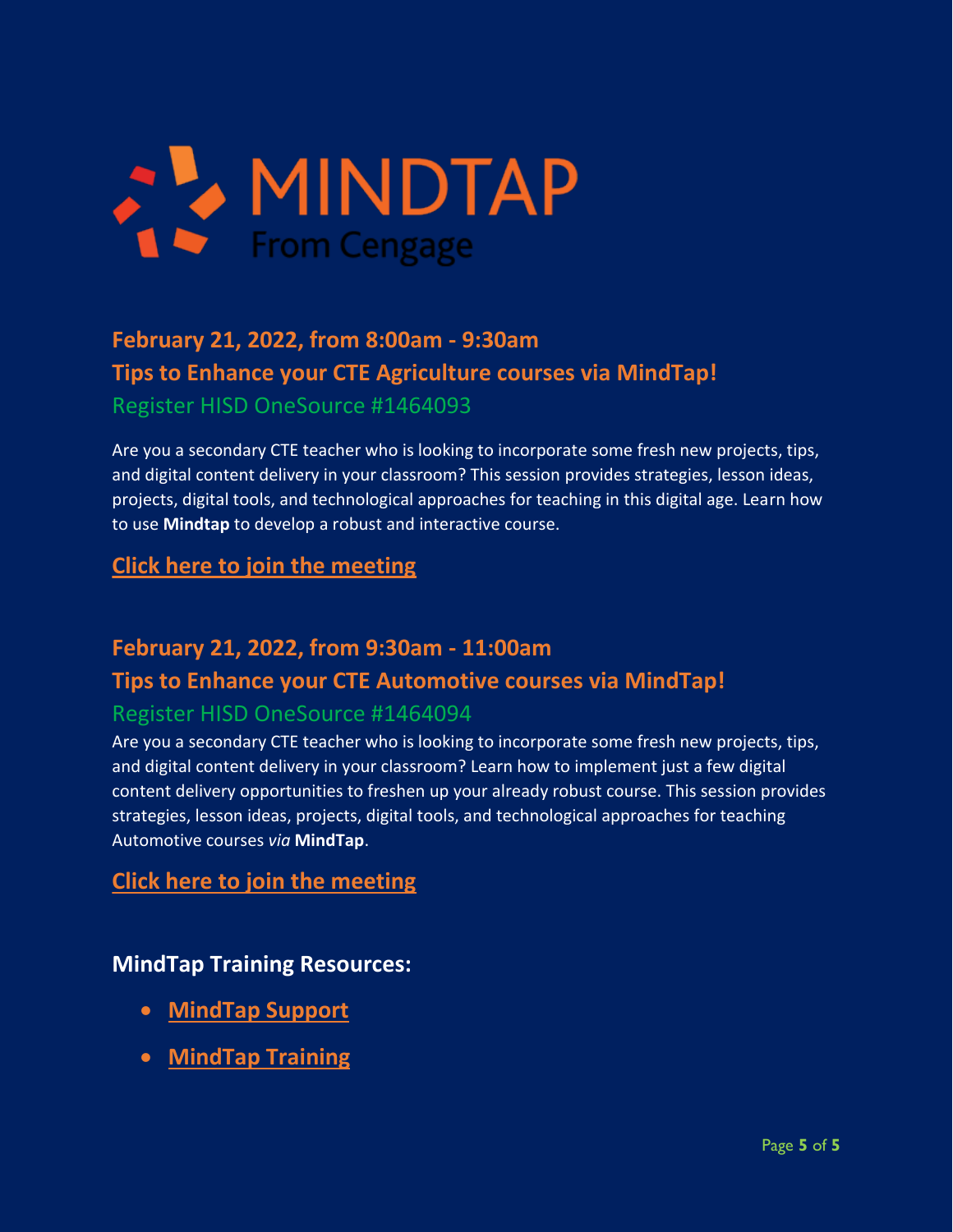MINDTAP
From Cengage

## February 21, 2022, from 8:00am - 9:30am
## Tips to Enhance your CTE Agriculture courses via MindTap!

Register HISD OneSource #1464093

Are you a secondary CTE teacher who is looking to incorporate some fresh new projects, tips, and digital content delivery in your classroom? This session provides strategies, lesson ideas, projects, digital tools, and technological approaches for teaching in this digital age. Learn how to use **Mindtap** to develop a robust and interactive course.

**Click here to join the meeting**

## February 21, 2022, from 9:30am - 11:00am
## Tips to Enhance your CTE Automotive courses via MindTap!

Register HISD OneSource #1464094

Are you a secondary CTE teacher who is looking to incorporate some fresh new projects, tips, and digital content delivery in your classroom? Learn how to implement just a few digital content delivery opportunities to freshen up your already robust course. This session provides strategies, lesson ideas, projects, digital tools, and technological approaches for teaching Automotive courses *via* **MindTap**.

**Click here to join the meeting**

### MindTap Training Resources:

- **MindTap Support**
- **MindTap Training**